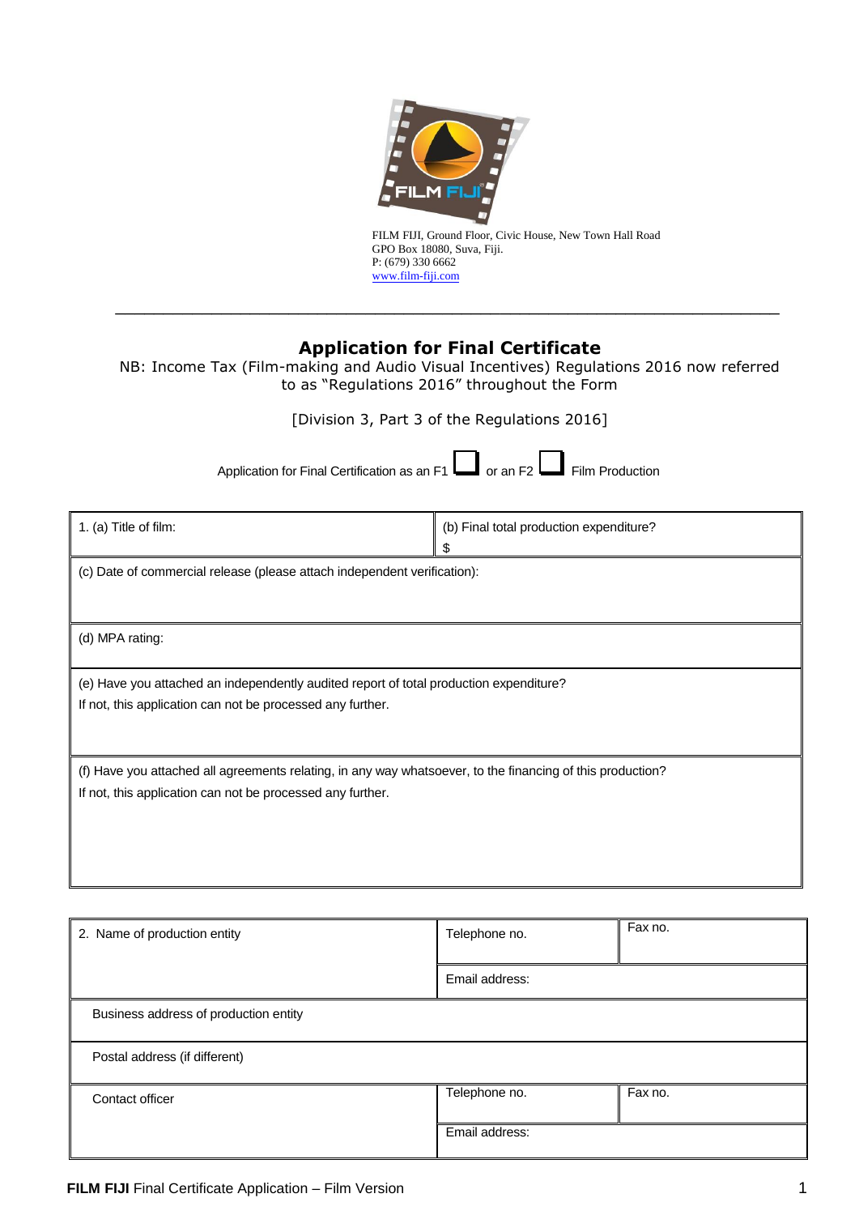FILM FIJI, Ground Floor, Civic House, New Town Hall Road
GPO Box 18080, Suva, Fiji.
P: (679) 330 6662
www.film-fiji.com

---

# Application for Final Certificate

NB: Income Tax (Film-making and Audio Visual Incentives) Regulations 2016 now referred to as "Regulations 2016" throughout the Form

[Division 3, Part 3 of the Regulations 2016]

Application for Final Certification as an F1 ☐ or an F2 ☐ Film Production

| 1. (a) Title of film: | (b) Final total production expenditure? $ |
|---|---|
| (c) Date of commercial release (please attach independent verification): | |
| (d) MPA rating: | |
| (e) Have you attached an independently audited report of total production expenditure? If not, this application can not be processed any further. | |
| (f) Have you attached all agreements relating, in any way whatsoever, to the financing of this production? If not, this application can not be processed any further. | |

| 2. Name of production entity | Telephone no. | Fax no. |
|---|---|---|
| | Email address: | |
| Business address of production entity | | |
| Postal address (if different) | | |
| Contact officer | Telephone no. | Fax no. |
| | Email address: | |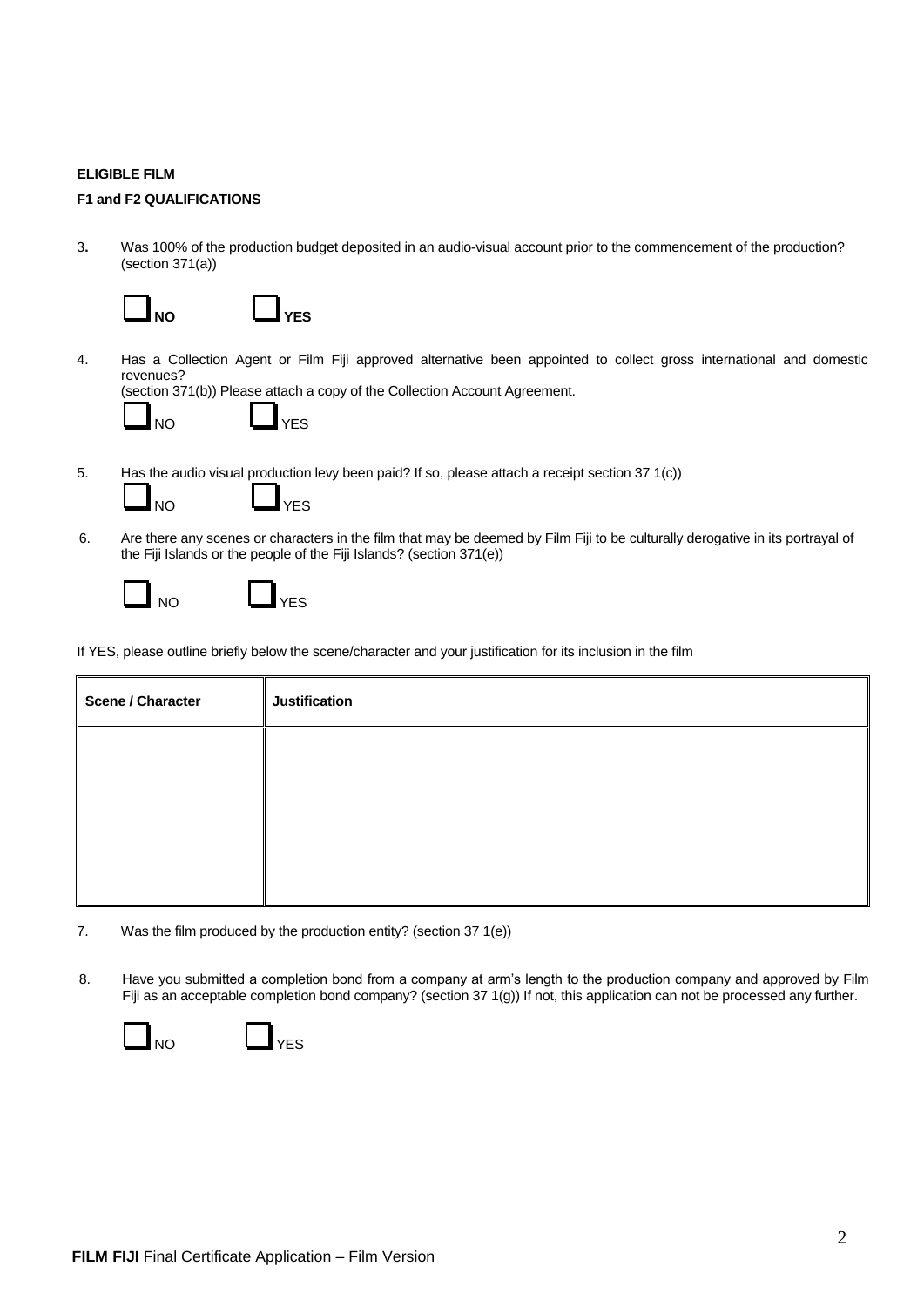**ELIGIBLE FILM**

**F1 and F2 QUALIFICATIONS**

3. Was 100% of the production budget deposited in an audio-visual account prior to the commencement of the production? (section 371(a))

☐ **NO** ☐ **YES**

4. Has a Collection Agent or Film Fiji approved alternative been appointed to collect gross international and domestic revenues?
(section 371(b)) Please attach a copy of the Collection Account Agreement.

☐ NO ☐ YES

5. Has the audio visual production levy been paid? If so, please attach a receipt section 37 1(c))

☐ NO ☐ YES

6. Are there any scenes or characters in the film that may be deemed by Film Fiji to be culturally derogative in its portrayal of the Fiji Islands or the people of the Fiji Islands? (section 371(e))

☐ NO ☐ YES

If YES, please outline briefly below the scene/character and your justification for its inclusion in the film

| Scene / Character | Justification |
|---|---|
| | |

7. Was the film produced by the production entity? (section 37 1(e))

8. Have you submitted a completion bond from a company at arm's length to the production company and approved by Film Fiji as an acceptable completion bond company? (section 37 1(g)) If not, this application can not be processed any further.

☐ NO ☐ YES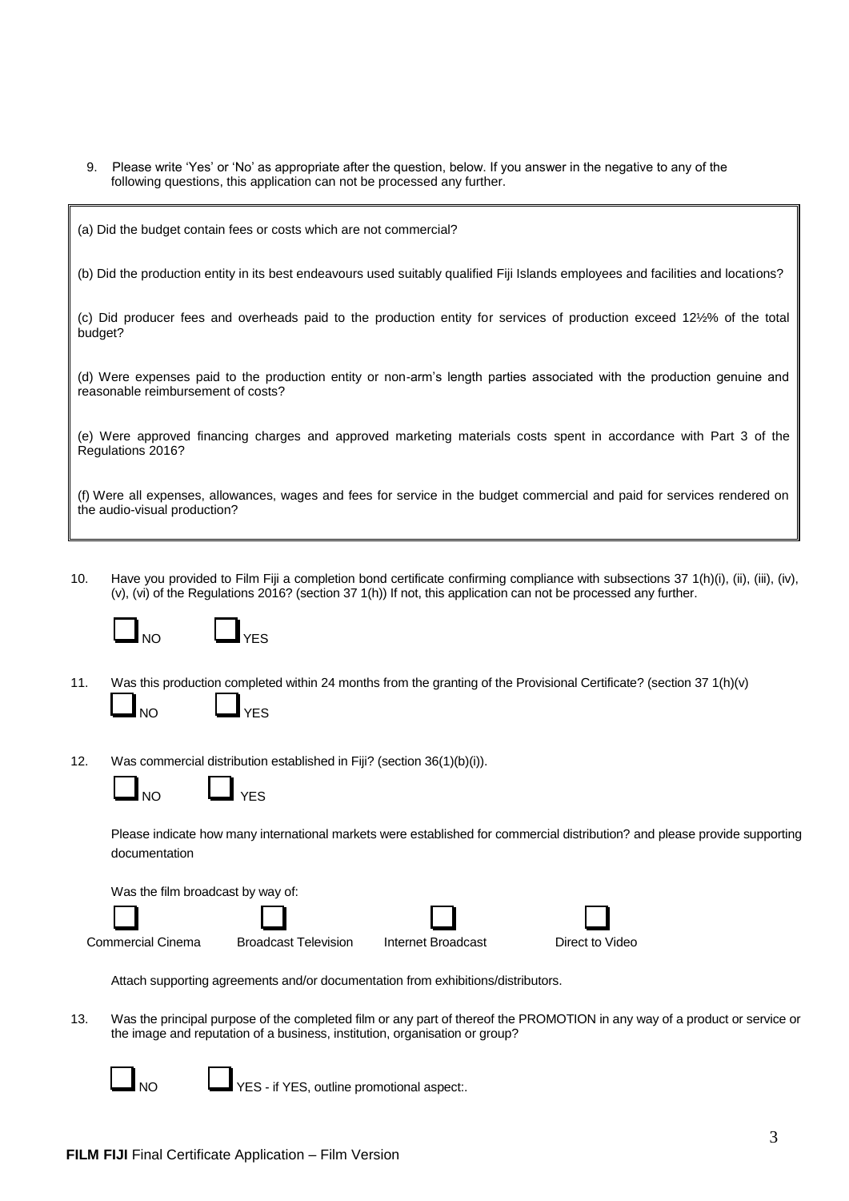9. Please write 'Yes' or 'No' as appropriate after the question, below. If you answer in the negative to any of the following questions, this application can not be processed any further.

(a) Did the budget contain fees or costs which are not commercial?

(b) Did the production entity in its best endeavours used suitably qualified Fiji Islands employees and facilities and locations?

(c) Did producer fees and overheads paid to the production entity for services of production exceed 12½% of the total budget?

(d) Were expenses paid to the production entity or non-arm's length parties associated with the production genuine and reasonable reimbursement of costs?

(e) Were approved financing charges and approved marketing materials costs spent in accordance with Part 3 of the Regulations 2016?

(f) Were all expenses, allowances, wages and fees for service in the budget commercial and paid for services rendered on the audio-visual production?

10. Have you provided to Film Fiji a completion bond certificate confirming compliance with subsections 37 1(h)(i), (ii), (iii), (iv), (v), (vi) of the Regulations 2016? (section 37 1(h)) If not, this application can not be processed any further.

☐ NO ☐ YES

11. Was this production completed within 24 months from the granting of the Provisional Certificate? (section 37 1(h)(v)

☐ NO ☐ YES

12. Was commercial distribution established in Fiji? (section 36(1)(b)(i)).

☐ NO ☐ YES

Please indicate how many international markets were established for commercial distribution? and please provide supporting documentation

Was the film broadcast by way of:

☐ Commercial Cinema ☐ Broadcast Television ☐ Internet Broadcast ☐ Direct to Video

Attach supporting agreements and/or documentation from exhibitions/distributors.

13. Was the principal purpose of the completed film or any part of thereof the PROMOTION in any way of a product or service or the image and reputation of a business, institution, organisation or group?

☐ NO ☐ YES - if YES, outline promotional aspect:.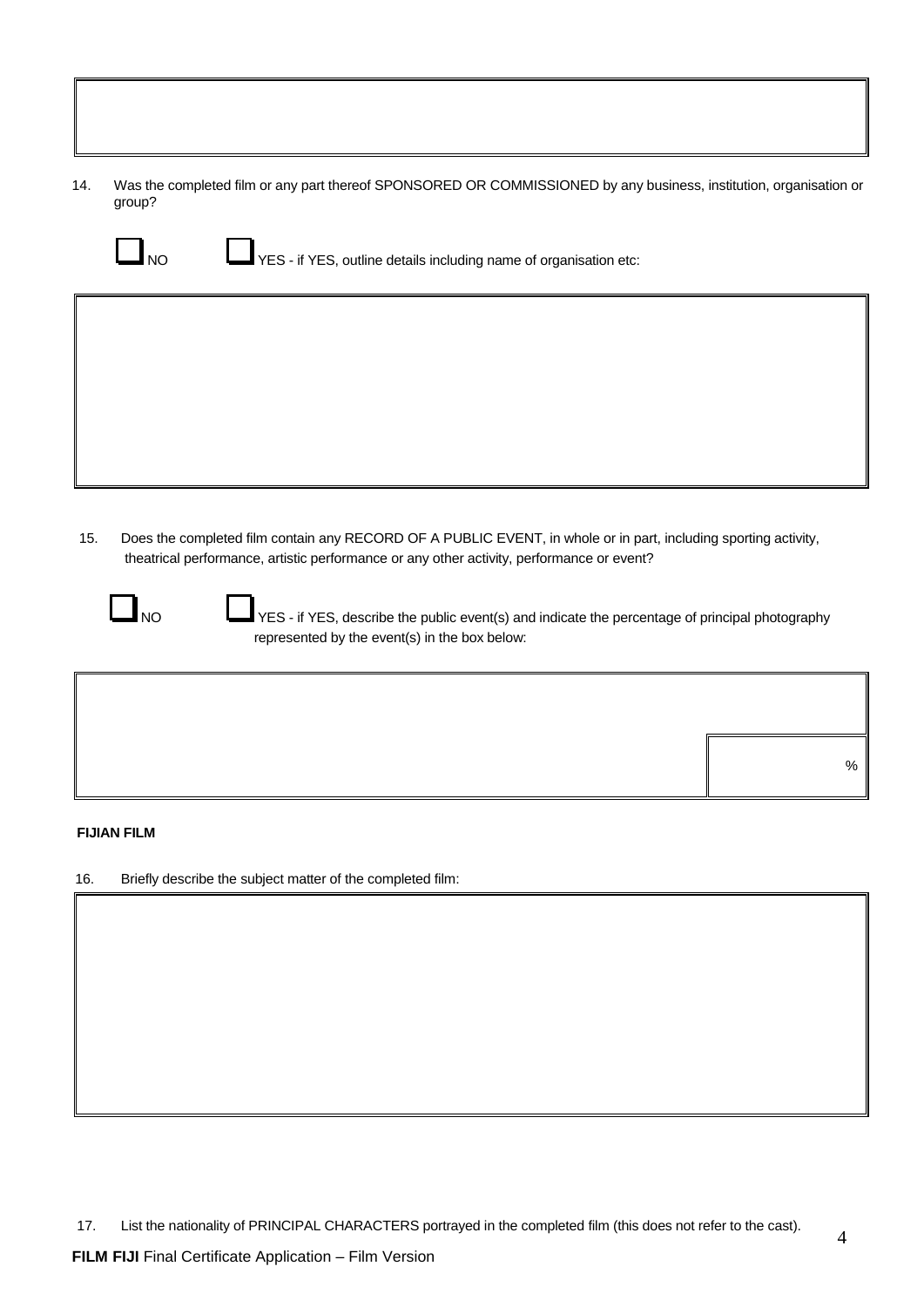14. Was the completed film or any part thereof SPONSORED OR COMMISSIONED by any business, institution, organisation or group?

☐ NO ☐ YES - if YES, outline details including name of organisation etc:

15. Does the completed film contain any RECORD OF A PUBLIC EVENT, in whole or in part, including sporting activity, theatrical performance, artistic performance or any other activity, performance or event?

☐ NO ☐ YES - if YES, describe the public event(s) and indicate the percentage of principal photography represented by the event(s) in the box below:

| | |
|---|---|
| | % |

**FIJIAN FILM**

16. Briefly describe the subject matter of the completed film:

17. List the nationality of PRINCIPAL CHARACTERS portrayed in the completed film (this does not refer to the cast).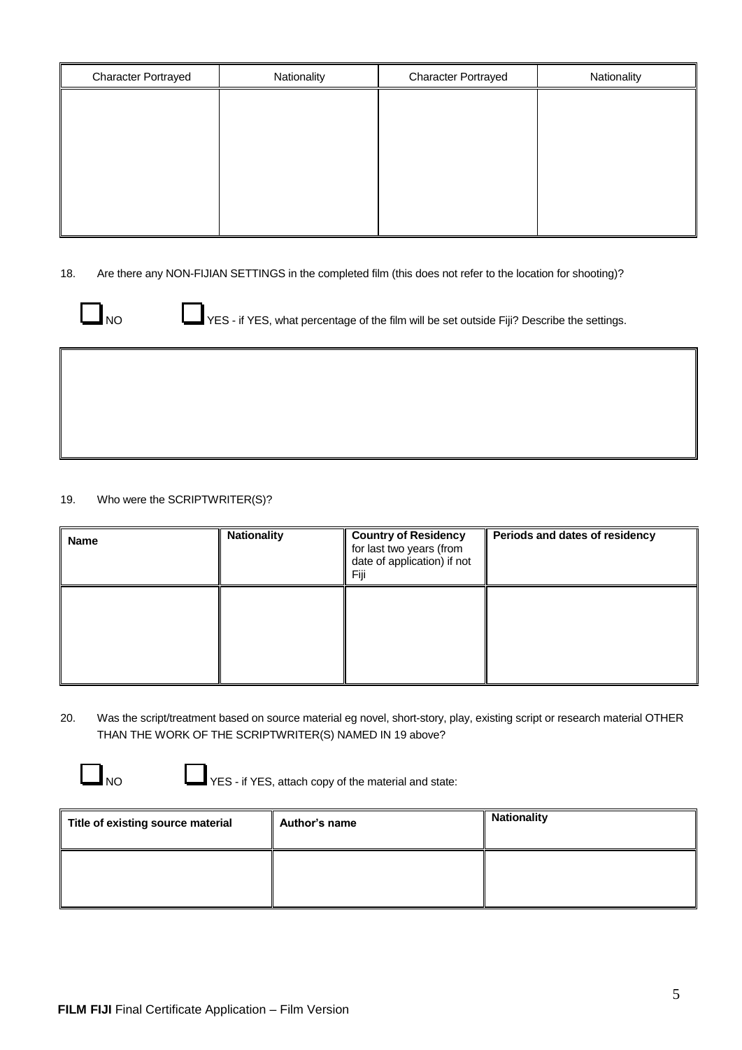| Character Portrayed | Nationality | Character Portrayed | Nationality |
|---|---|---|---|
| | | | |

18. Are there any NON-FIJIAN SETTINGS in the completed film (this does not refer to the location for shooting)?

☐ NO ☐ YES - if YES, what percentage of the film will be set outside Fiji? Describe the settings.

| |
|---|
| |

19. Who were the SCRIPTWRITER(S)?

| **Name** | **Nationality** | **Country of Residency** for last two years (from date of application) if not Fiji | **Periods and dates of residency** |
|---|---|---|---|
| | | | |

20. Was the script/treatment based on source material eg novel, short-story, play, existing script or research material OTHER THAN THE WORK OF THE SCRIPTWRITER(S) NAMED IN 19 above?

☐ NO ☐ YES - if YES, attach copy of the material and state:

| **Title of existing source material** | **Author's name** | **Nationality** |
|---|---|---|
| | | |

**FILM FIJI** Final Certificate Application – Film Version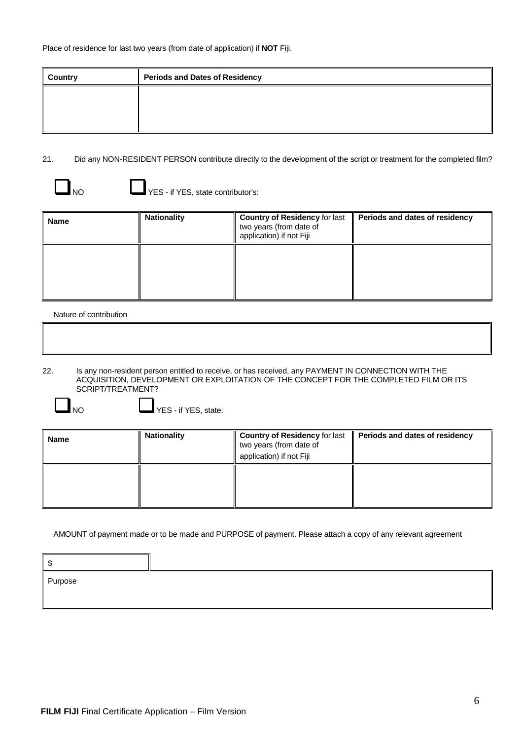Place of residence for last two years (from date of application) if **NOT** Fiji.

| Country | Periods and Dates of Residency |
|---|---|
| | |

21. Did any NON-RESIDENT PERSON contribute directly to the development of the script or treatment for the completed film?

☐ NO ☐ YES - if YES, state contributor's:

| Name | Nationality | **Country of Residency** for last two years (from date of application) if not Fiji | Periods and dates of residency |
|---|---|---|---|
| | | | |

Nature of contribution

| |
|---|
| |

22. Is any non-resident person entitled to receive, or has received, any PAYMENT IN CONNECTION WITH THE ACQUISITION, DEVELOPMENT OR EXPLOITATION OF THE CONCEPT FOR THE COMPLETED FILM OR ITS SCRIPT/TREATMENT?

☐ NO ☐ YES - if YES, state:

| Name | Nationality | **Country of Residency** for last two years (from date of application) if not Fiji | Periods and dates of residency |
|---|---|---|---|
| | | | |

AMOUNT of payment made or to be made and PURPOSE of payment. Please attach a copy of any relevant agreement

| $ |
|---|
| Purpose |

**FILM FIJI** Final Certificate Application – Film Version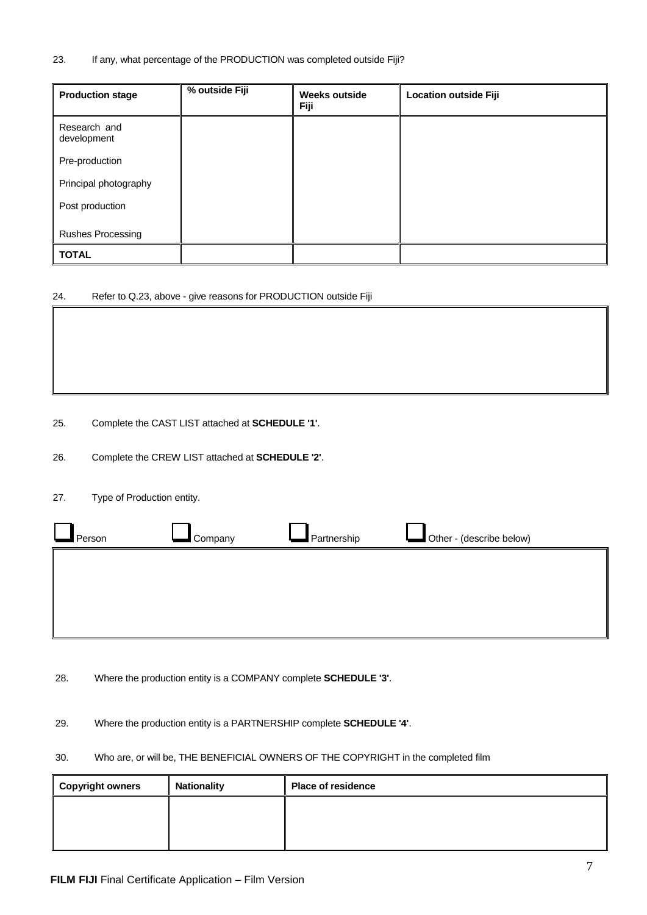23. If any, what percentage of the PRODUCTION was completed outside Fiji?

| **Production stage** | **% outside Fiji** | **Weeks outside Fiji** | **Location outside Fiji** |
|---|---|---|---|
| Research and development | | | |
| Pre-production | | | |
| Principal photography | | | |
| Post production | | | |
| Rushes Processing | | | |
| **TOTAL** | | | |

24. Refer to Q.23, above - give reasons for PRODUCTION outside Fiji

| |
|---|
| |

25. Complete the CAST LIST attached at **SCHEDULE '1'**.

26. Complete the CREW LIST attached at **SCHEDULE '2'**.

27. Type of Production entity.

☐ Person ☐ Company ☐ Partnership ☐ Other - (describe below)

| |
|---|
| |

28. Where the production entity is a COMPANY complete **SCHEDULE '3'**.

29. Where the production entity is a PARTNERSHIP complete **SCHEDULE '4'**.

30. Who are, or will be, THE BENEFICIAL OWNERS OF THE COPYRIGHT in the completed film

| **Copyright owners** | **Nationality** | **Place of residence** |
|---|---|---|
| | | |

**FILM FIJI** Final Certificate Application – Film Version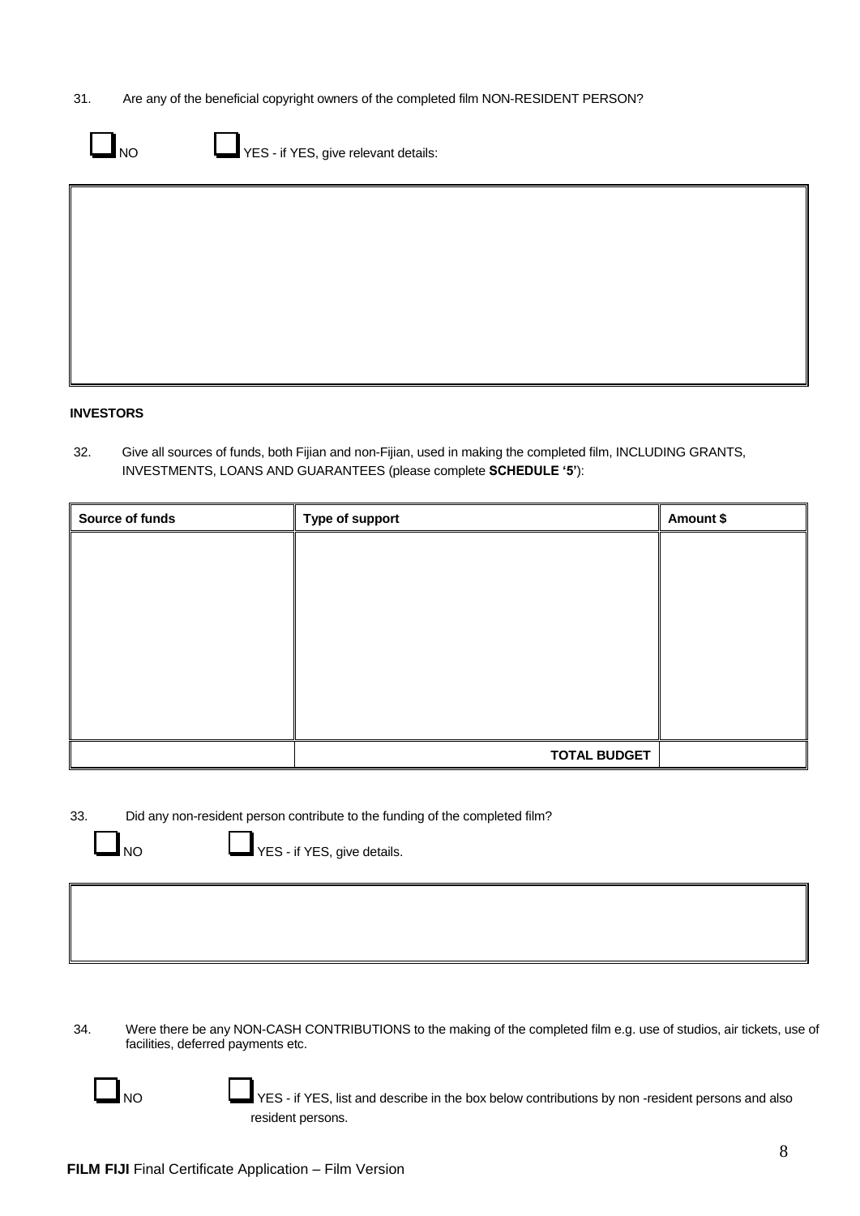31. Are any of the beneficial copyright owners of the completed film NON-RESIDENT PERSON?

☐ NO ☐ YES - if YES, give relevant details:

| |
|---|
| |

**INVESTORS**

32. Give all sources of funds, both Fijian and non-Fijian, used in making the completed film, INCLUDING GRANTS, INVESTMENTS, LOANS AND GUARANTEES (please complete **SCHEDULE '5'**):

| Source of funds | Type of support | Amount $ |
|---|---|---|
| | | |
| | **TOTAL BUDGET** | |

33. Did any non-resident person contribute to the funding of the completed film?

☐ NO ☐ YES - if YES, give details.

| |
|---|
| |

34. Were there be any NON-CASH CONTRIBUTIONS to the making of the completed film e.g. use of studios, air tickets, use of facilities, deferred payments etc.

☐ NO ☐ YES - if YES, list and describe in the box below contributions by non -resident persons and also resident persons.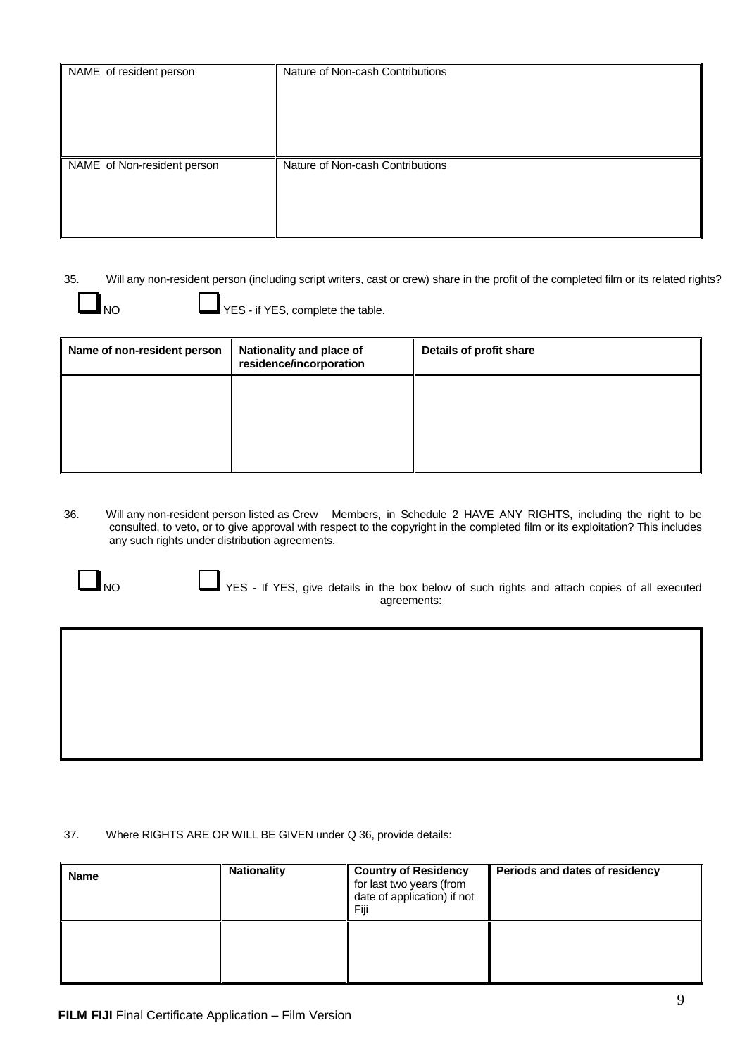| NAME of resident person | Nature of Non-cash Contributions |
|---|---|
| NAME of Non-resident person | Nature of Non-cash Contributions |

35. Will any non-resident person (including script writers, cast or crew) share in the profit of the completed film or its related rights?

☐ NO ☐ YES - if YES, complete the table.

| Name of non-resident person | Nationality and place of residence/incorporation | Details of profit share |
|---|---|---|
| | | |

36. Will any non-resident person listed as Crew Members, in Schedule 2 HAVE ANY RIGHTS, including the right to be consulted, to veto, or to give approval with respect to the copyright in the completed film or its exploitation? This includes any such rights under distribution agreements.

☐ NO ☐ YES - If YES, give details in the box below of such rights and attach copies of all executed agreements:

| |
|---|
| |

37. Where RIGHTS ARE OR WILL BE GIVEN under Q 36, provide details:

| Name | Nationality | Country of Residency for last two years (from date of application) if not Fiji | Periods and dates of residency |
|---|---|---|---|
| | | | |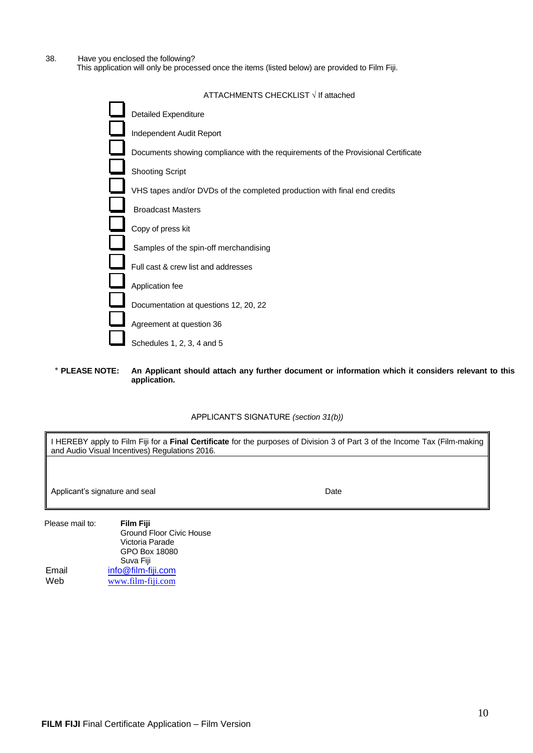38. Have you enclosed the following?
This application will only be processed once the items (listed below) are provided to Film Fiji.

ATTACHMENTS CHECKLIST √ If attached

- [ ] Detailed Expenditure
- [ ] Independent Audit Report
- [ ] Documents showing compliance with the requirements of the Provisional Certificate
- [ ] Shooting Script
- [ ] VHS tapes and/or DVDs of the completed production with final end credits
- [ ] Broadcast Masters
- [ ] Copy of press kit
- [ ] Samples of the spin-off merchandising
- [ ] Full cast & crew list and addresses
- [ ] Application fee
- [ ] Documentation at questions 12, 20, 22
- [ ] Agreement at question 36
- [ ] Schedules 1, 2, 3, 4 and 5

* **PLEASE NOTE: An Applicant should attach any further document or information which it considers relevant to this application.**

APPLICANT'S SIGNATURE *(section 31(b))*

| I HEREBY apply to Film Fiji for a **Final Certificate** for the purposes of Division 3 of Part 3 of the Income Tax (Film-making and Audio Visual Incentives) Regulations 2016. | |
|---|---|
| Applicant's signature and seal | Date |

Please mail to: **Film Fiji**
Ground Floor Civic House
Victoria Parade
GPO Box 18080
Suva Fiji

Email info@film-fiji.com
Web www.film-fiji.com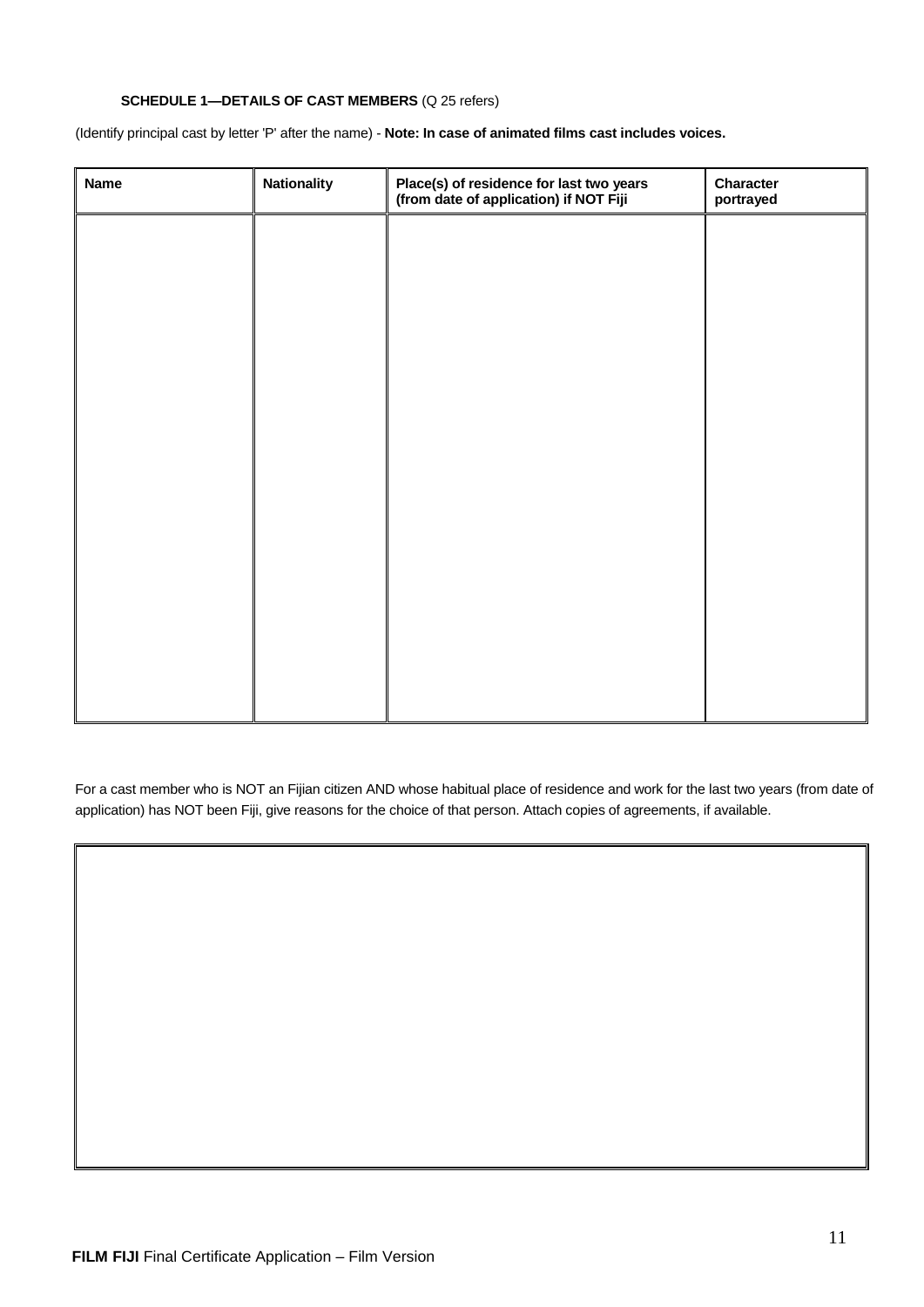**SCHEDULE 1—DETAILS OF CAST MEMBERS** (Q 25 refers)

(Identify principal cast by letter 'P' after the name) - **Note: In case of animated films cast includes voices.**

| Name | Nationality | Place(s) of residence for last two years (from date of application) if NOT Fiji | Character portrayed |
|---|---|---|---|
| | | | |

For a cast member who is NOT an Fijian citizen AND whose habitual place of residence and work for the last two years (from date of application) has NOT been Fiji, give reasons for the choice of that person. Attach copies of agreements, if available.

| |
|---|
| |

**FILM FIJI** Final Certificate Application – Film Version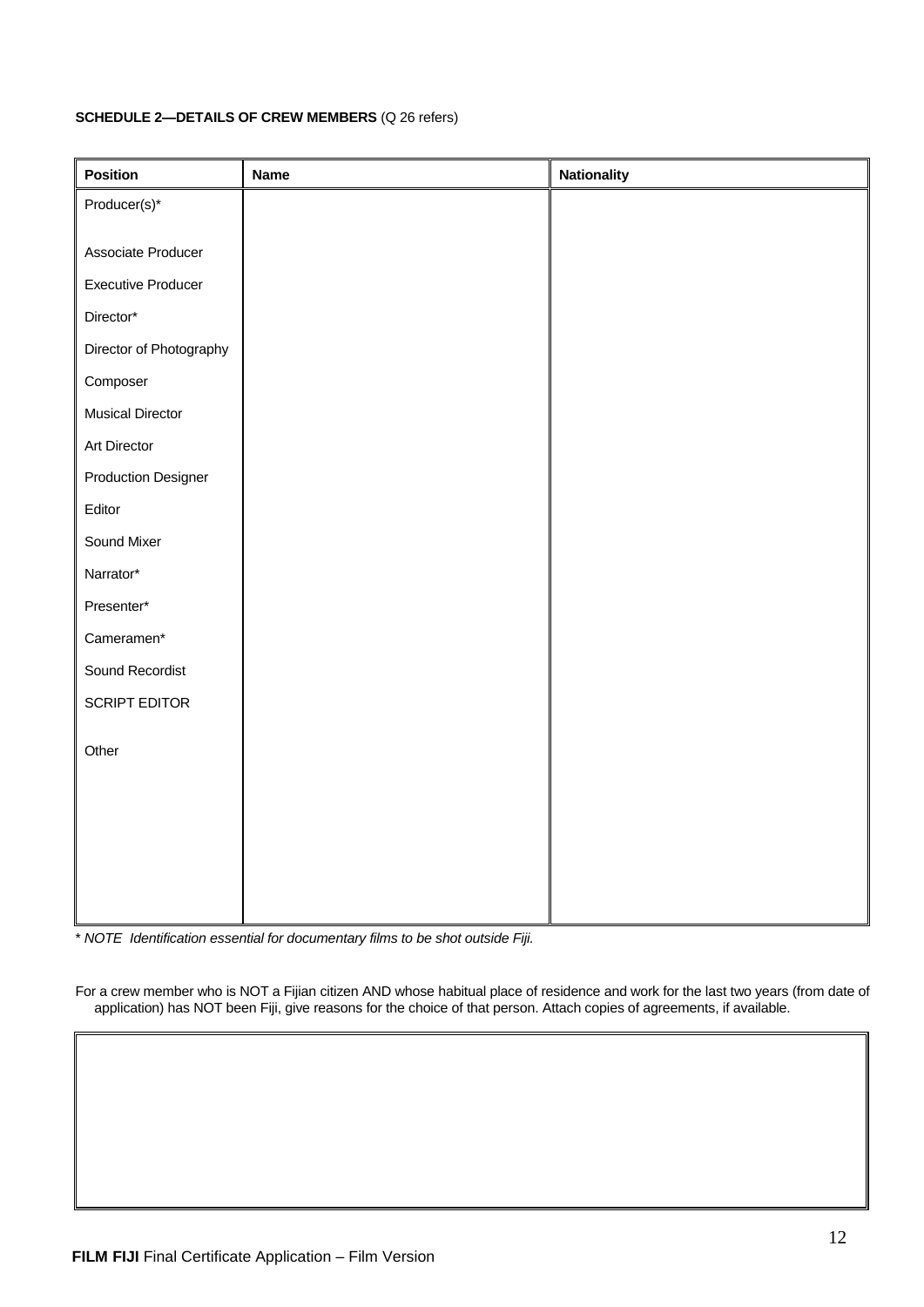**SCHEDULE 2—DETAILS OF CREW MEMBERS** (Q 26 refers)

| **Position** | **Name** | **Nationality** |
|---|---|---|
| Producer(s)* | | |
| Associate Producer | | |
| Executive Producer | | |
| Director* | | |
| Director of Photography | | |
| Composer | | |
| Musical Director | | |
| Art Director | | |
| Production Designer | | |
| Editor | | |
| Sound Mixer | | |
| Narrator* | | |
| Presenter* | | |
| Cameramen* | | |
| Sound Recordist | | |
| SCRIPT EDITOR | | |
| Other | | |

*\* NOTE Identification essential for documentary films to be shot outside Fiji.*

For a crew member who is NOT a Fijian citizen AND whose habitual place of residence and work for the last two years (from date of application) has NOT been Fiji, give reasons for the choice of that person. Attach copies of agreements, if available.

| |
|---|
| |

**FILM FIJI** Final Certificate Application – Film Version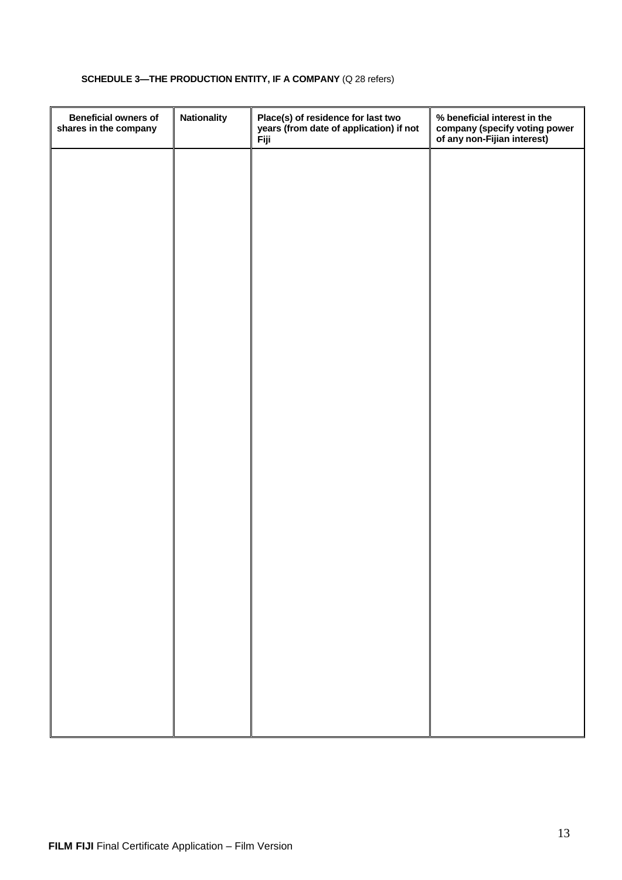**SCHEDULE 3—THE PRODUCTION ENTITY, IF A COMPANY** (Q 28 refers)

| Beneficial owners of shares in the company | Nationality | Place(s) of residence for last two years (from date of application) if not Fiji | % beneficial interest in the company (specify voting power of any non-Fijian interest) |
| --- | --- | --- | --- |
| | | | |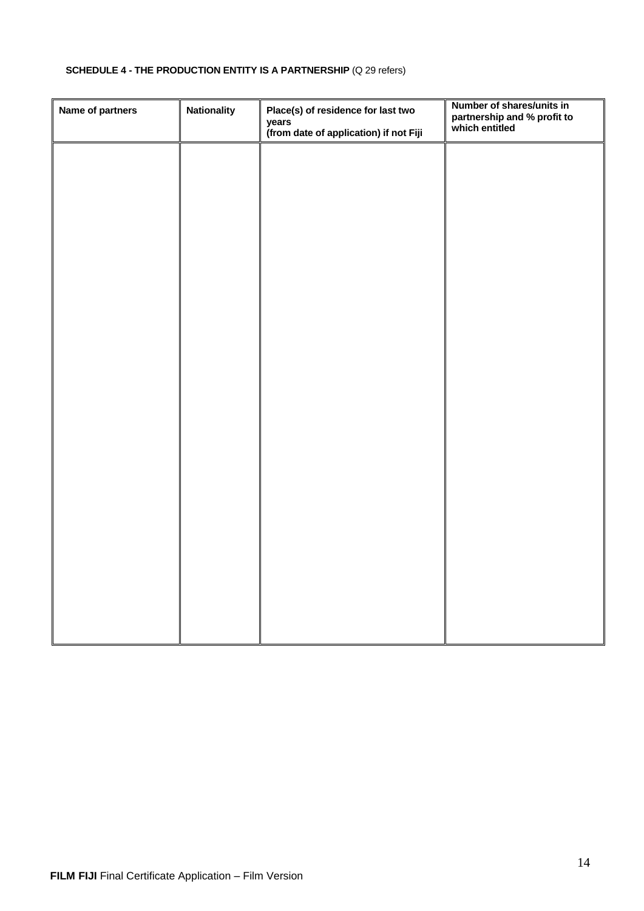**SCHEDULE 4 - THE PRODUCTION ENTITY IS A PARTNERSHIP** (Q 29 refers)

| Name of partners | Nationality | Place(s) of residence for last two years (from date of application) if not Fiji | Number of shares/units in partnership and % profit to which entitled |
|---|---|---|---|
| | | | |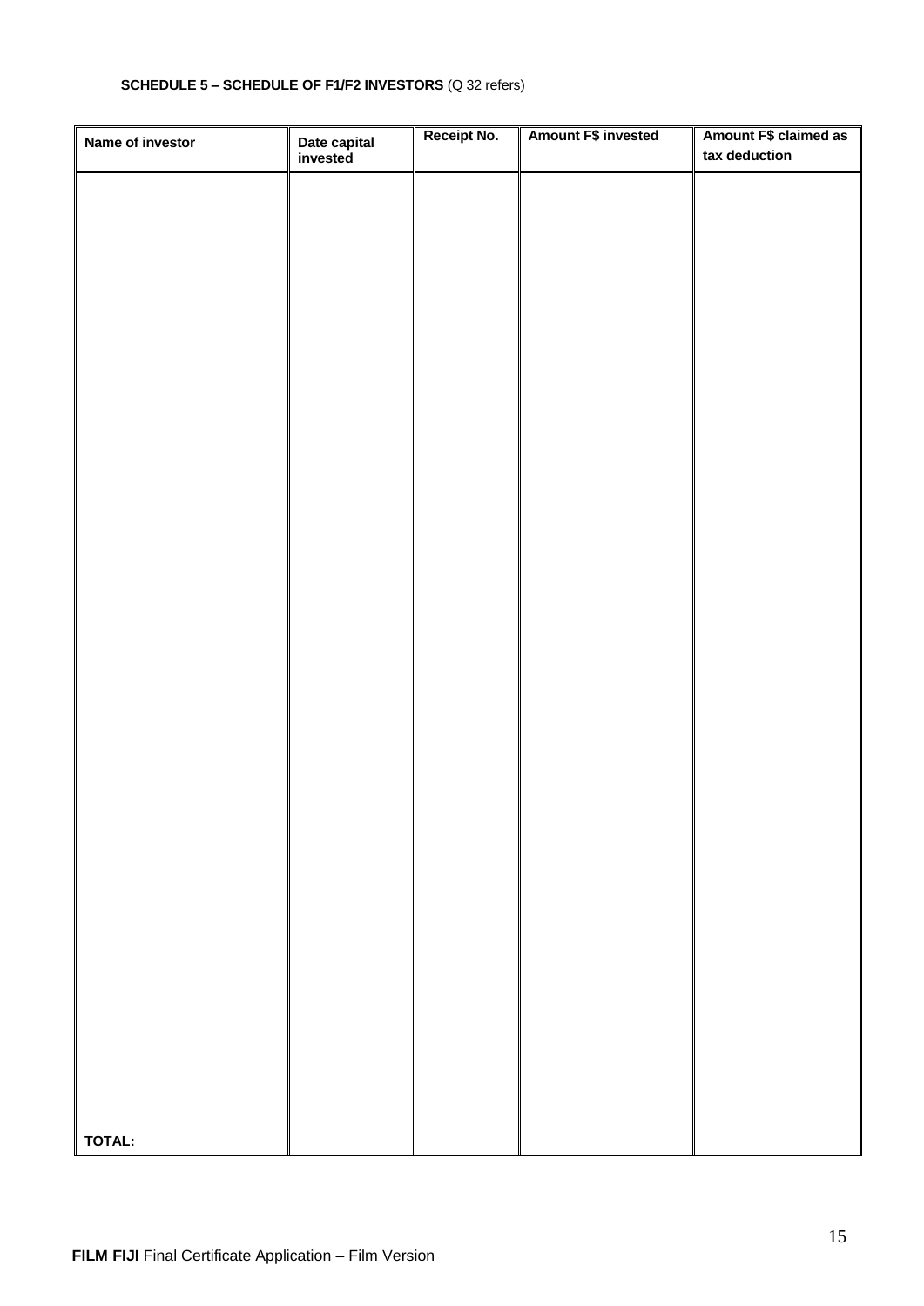**SCHEDULE 5 – SCHEDULE OF F1/F2 INVESTORS** (Q 32 refers)

| Name of investor | Date capital invested | Receipt No. | Amount F$ invested | Amount F$ claimed as tax deduction |
|---|---|---|---|---|
| | | | | |
| **TOTAL:** | | | | |

**FILM FIJI** Final Certificate Application – Film Version